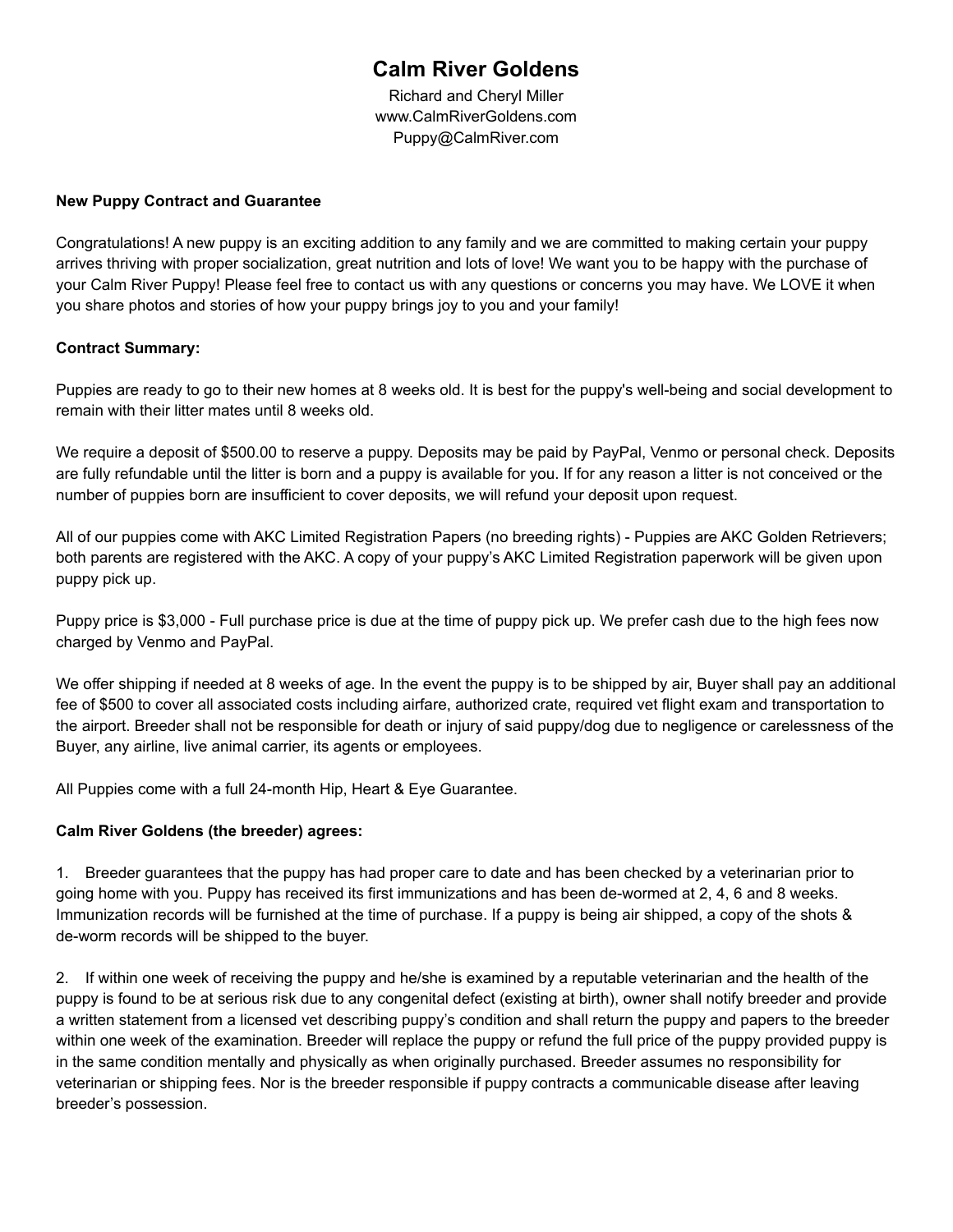# Calm River Goldens

Richard and Cheryl Miller
www.CalmRiverGoldens.com
Puppy@CalmRiver.com

**New Puppy Contract and Guarantee**

Congratulations! A new puppy is an exciting addition to any family and we are committed to making certain your puppy arrives thriving with proper socialization, great nutrition and lots of love! We want you to be happy with the purchase of your Calm River Puppy! Please feel free to contact us with any questions or concerns you may have. We LOVE it when you share photos and stories of how your puppy brings joy to you and your family!

**Contract Summary:**

Puppies are ready to go to their new homes at 8 weeks old. It is best for the puppy's well-being and social development to remain with their litter mates until 8 weeks old.

We require a deposit of $500.00 to reserve a puppy. Deposits may be paid by PayPal, Venmo or personal check. Deposits are fully refundable until the litter is born and a puppy is available for you. If for any reason a litter is not conceived or the number of puppies born are insufficient to cover deposits, we will refund your deposit upon request.

All of our puppies come with AKC Limited Registration Papers (no breeding rights) - Puppies are AKC Golden Retrievers; both parents are registered with the AKC. A copy of your puppy's AKC Limited Registration paperwork will be given upon puppy pick up.

Puppy price is $3,000 - Full purchase price is due at the time of puppy pick up. We prefer cash due to the high fees now charged by Venmo and PayPal.

We offer shipping if needed at 8 weeks of age. In the event the puppy is to be shipped by air, Buyer shall pay an additional fee of $500 to cover all associated costs including airfare, authorized crate, required vet flight exam and transportation to the airport. Breeder shall not be responsible for death or injury of said puppy/dog due to negligence or carelessness of the Buyer, any airline, live animal carrier, its agents or employees.

All Puppies come with a full 24-month Hip, Heart & Eye Guarantee.

**Calm River Goldens (the breeder) agrees:**

1. Breeder guarantees that the puppy has had proper care to date and has been checked by a veterinarian prior to going home with you. Puppy has received its first immunizations and has been de-wormed at 2, 4, 6 and 8 weeks. Immunization records will be furnished at the time of purchase. If a puppy is being air shipped, a copy of the shots & de-worm records will be shipped to the buyer.

2. If within one week of receiving the puppy and he/she is examined by a reputable veterinarian and the health of the puppy is found to be at serious risk due to any congenital defect (existing at birth), owner shall notify breeder and provide a written statement from a licensed vet describing puppy's condition and shall return the puppy and papers to the breeder within one week of the examination. Breeder will replace the puppy or refund the full price of the puppy provided puppy is in the same condition mentally and physically as when originally purchased. Breeder assumes no responsibility for veterinarian or shipping fees. Nor is the breeder responsible if puppy contracts a communicable disease after leaving breeder's possession.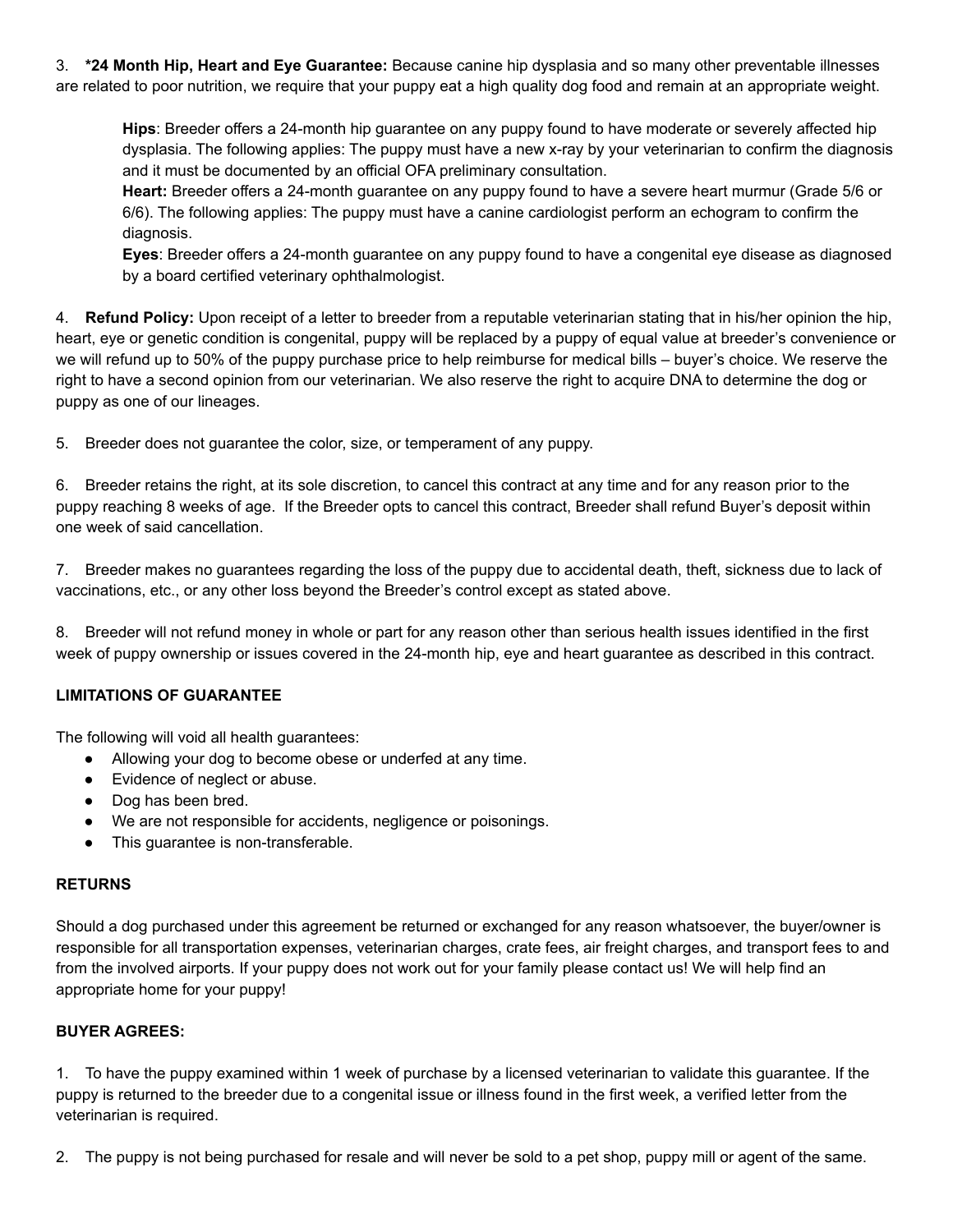3. **\*24 Month Hip, Heart and Eye Guarantee:** Because canine hip dysplasia and so many other preventable illnesses are related to poor nutrition, we require that your puppy eat a high quality dog food and remain at an appropriate weight.

> **Hips**: Breeder offers a 24-month hip guarantee on any puppy found to have moderate or severely affected hip dysplasia. The following applies: The puppy must have a new x-ray by your veterinarian to confirm the diagnosis and it must be documented by an official OFA preliminary consultation.
> **Heart:** Breeder offers a 24-month guarantee on any puppy found to have a severe heart murmur (Grade 5/6 or 6/6). The following applies: The puppy must have a canine cardiologist perform an echogram to confirm the diagnosis.
> **Eyes**: Breeder offers a 24-month guarantee on any puppy found to have a congenital eye disease as diagnosed by a board certified veterinary ophthalmologist.

4. **Refund Policy:** Upon receipt of a letter to breeder from a reputable veterinarian stating that in his/her opinion the hip, heart, eye or genetic condition is congenital, puppy will be replaced by a puppy of equal value at breeder's convenience or we will refund up to 50% of the puppy purchase price to help reimburse for medical bills – buyer's choice. We reserve the right to have a second opinion from our veterinarian. We also reserve the right to acquire DNA to determine the dog or puppy as one of our lineages.

5. Breeder does not guarantee the color, size, or temperament of any puppy.

6. Breeder retains the right, at its sole discretion, to cancel this contract at any time and for any reason prior to the puppy reaching 8 weeks of age. If the Breeder opts to cancel this contract, Breeder shall refund Buyer's deposit within one week of said cancellation.

7. Breeder makes no guarantees regarding the loss of the puppy due to accidental death, theft, sickness due to lack of vaccinations, etc., or any other loss beyond the Breeder's control except as stated above.

8. Breeder will not refund money in whole or part for any reason other than serious health issues identified in the first week of puppy ownership or issues covered in the 24-month hip, eye and heart guarantee as described in this contract.

**LIMITATIONS OF GUARANTEE**

The following will void all health guarantees:

- Allowing your dog to become obese or underfed at any time.
- Evidence of neglect or abuse.
- Dog has been bred.
- We are not responsible for accidents, negligence or poisonings.
- This guarantee is non-transferable.

**RETURNS**

Should a dog purchased under this agreement be returned or exchanged for any reason whatsoever, the buyer/owner is responsible for all transportation expenses, veterinarian charges, crate fees, air freight charges, and transport fees to and from the involved airports. If your puppy does not work out for your family please contact us! We will help find an appropriate home for your puppy!

**BUYER AGREES:**

1. To have the puppy examined within 1 week of purchase by a licensed veterinarian to validate this guarantee. If the puppy is returned to the breeder due to a congenital issue or illness found in the first week, a verified letter from the veterinarian is required.

2. The puppy is not being purchased for resale and will never be sold to a pet shop, puppy mill or agent of the same.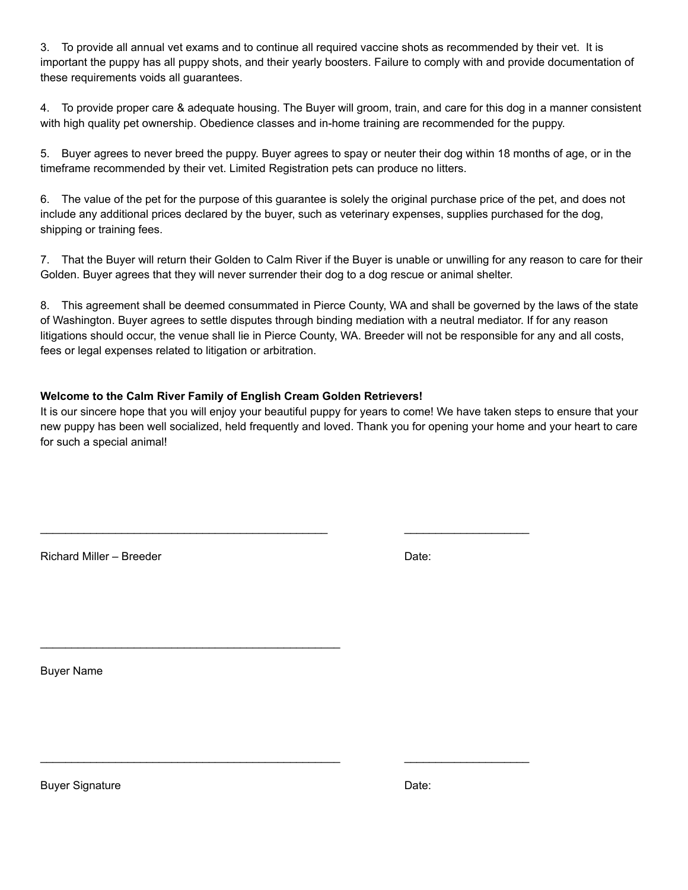3. To provide all annual vet exams and to continue all required vaccine shots as recommended by their vet. It is important the puppy has all puppy shots, and their yearly boosters. Failure to comply with and provide documentation of these requirements voids all guarantees.

4. To provide proper care & adequate housing. The Buyer will groom, train, and care for this dog in a manner consistent with high quality pet ownership. Obedience classes and in-home training are recommended for the puppy.

5. Buyer agrees to never breed the puppy. Buyer agrees to spay or neuter their dog within 18 months of age, or in the timeframe recommended by their vet. Limited Registration pets can produce no litters.

6. The value of the pet for the purpose of this guarantee is solely the original purchase price of the pet, and does not include any additional prices declared by the buyer, such as veterinary expenses, supplies purchased for the dog, shipping or training fees.

7. That the Buyer will return their Golden to Calm River if the Buyer is unable or unwilling for any reason to care for their Golden. Buyer agrees that they will never surrender their dog to a dog rescue or animal shelter.

8. This agreement shall be deemed consummated in Pierce County, WA and shall be governed by the laws of the state of Washington. Buyer agrees to settle disputes through binding mediation with a neutral mediator. If for any reason litigations should occur, the venue shall lie in Pierce County, WA. Breeder will not be responsible for any and all costs, fees or legal expenses related to litigation or arbitration.

**Welcome to the Calm River Family of English Cream Golden Retrievers!**
It is our sincere hope that you will enjoy your beautiful puppy for years to come! We have taken steps to ensure that your new puppy has been well socialized, held frequently and loved. Thank you for opening your home and your heart to care for such a special animal!

_______________________________________________ ____________________

Richard Miller – Breeder Date:

_________________________________________________

Buyer Name

_________________________________________________ ____________________

Buyer Signature Date: